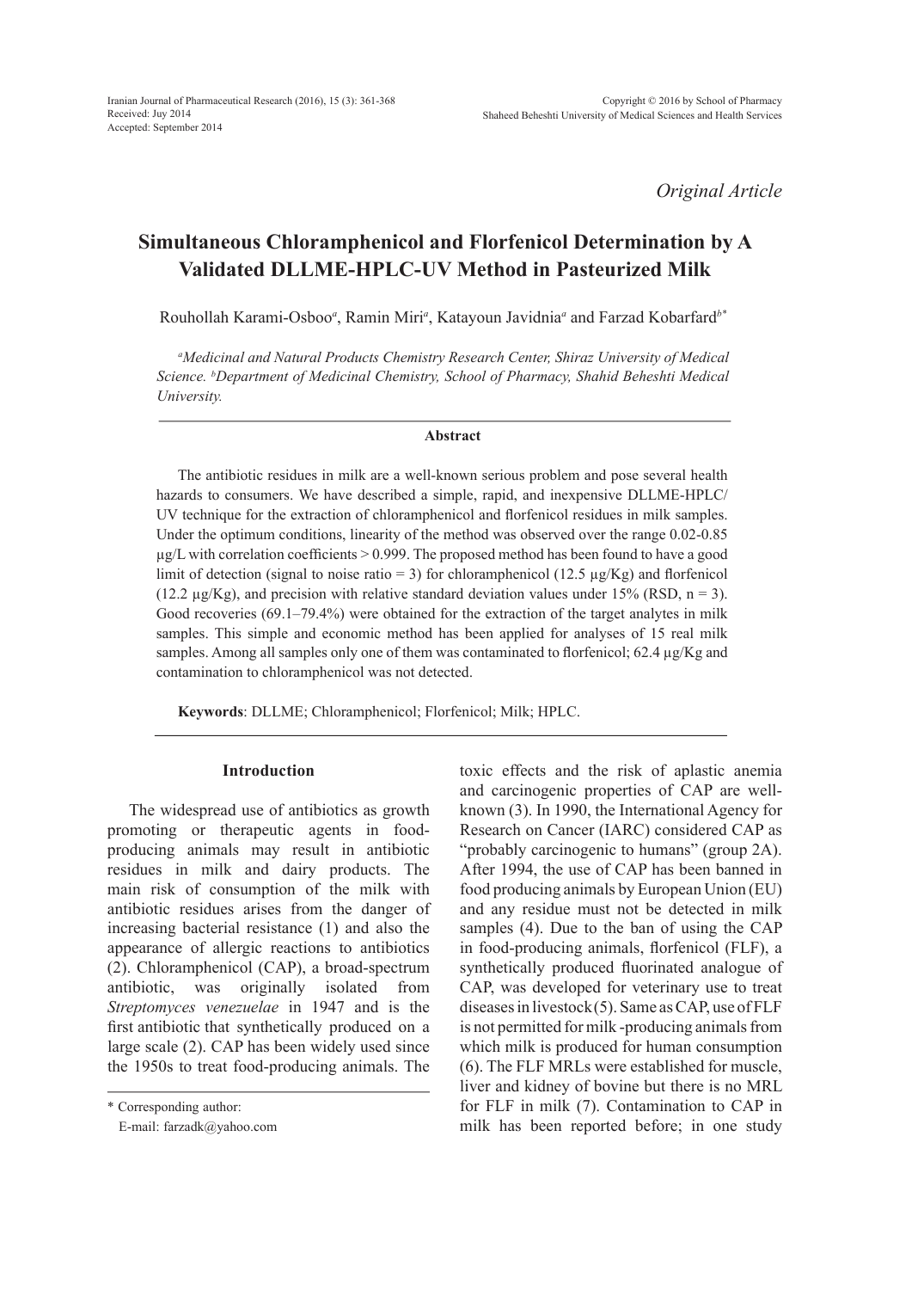*Original Article*

# Simultaneous Chloramphenicol and Florfenicol Determination by A Validated DLLME-HPLC-UV Method in Pasteurized Milk

Rouhollah Karami-Osboo[a], Ramin Miri[a], Katayoun Javidnia[a] and Farzad Kobarfard[b*]

[a]*Medicinal and Natural Products Chemistry Research Center, Shiraz University of Medical Science.* [b]*Department of Medicinal Chemistry, School of Pharmacy, Shahid Beheshti Medical University.*

## Abstract

The antibiotic residues in milk are a well-known serious problem and pose several health hazards to consumers. We have described a simple, rapid, and inexpensive DLLME-HPLC/UV technique for the extraction of chloramphenicol and florfenicol residues in milk samples. Under the optimum conditions, linearity of the method was observed over the range 0.02-0.85 µg/L with correlation coefficients > 0.999. The proposed method has been found to have a good limit of detection (signal to noise ratio = 3) for chloramphenicol (12.5 µg/Kg) and florfenicol (12.2 µg/Kg), and precision with relative standard deviation values under 15% (RSD, n = 3). Good recoveries (69.1–79.4%) were obtained for the extraction of the target analytes in milk samples. This simple and economic method has been applied for analyses of 15 real milk samples. Among all samples only one of them was contaminated to florfenicol; 62.4 µg/Kg and contamination to chloramphenicol was not detected.

**Keywords**: DLLME; Chloramphenicol; Florfenicol; Milk; HPLC.

## Introduction

The widespread use of antibiotics as growth promoting or therapeutic agents in food-producing animals may result in antibiotic residues in milk and dairy products. The main risk of consumption of the milk with antibiotic residues arises from the danger of increasing bacterial resistance (1) and also the appearance of allergic reactions to antibiotics (2). Chloramphenicol (CAP), a broad-spectrum antibiotic, was originally isolated from *Streptomyces venezuelae* in 1947 and is the first antibiotic that synthetically produced on a large scale (2). CAP has been widely used since the 1950s to treat food-producing animals. The toxic effects and the risk of aplastic anemia and carcinogenic properties of CAP are well-known (3). In 1990, the International Agency for Research on Cancer (IARC) considered CAP as "probably carcinogenic to humans" (group 2A). After 1994, the use of CAP has been banned in food producing animals by European Union (EU) and any residue must not be detected in milk samples (4). Due to the ban of using the CAP in food-producing animals, florfenicol (FLF), a synthetically produced fluorinated analogue of CAP, was developed for veterinary use to treat diseases in livestock (5). Same as CAP, use of FLF is not permitted for milk -producing animals from which milk is produced for human consumption (6). The FLF MRLs were established for muscle, liver and kidney of bovine but there is no MRL for FLF in milk (7). Contamination to CAP in milk has been reported before; in one study

\* Corresponding author:
E-mail: farzadk@yahoo.com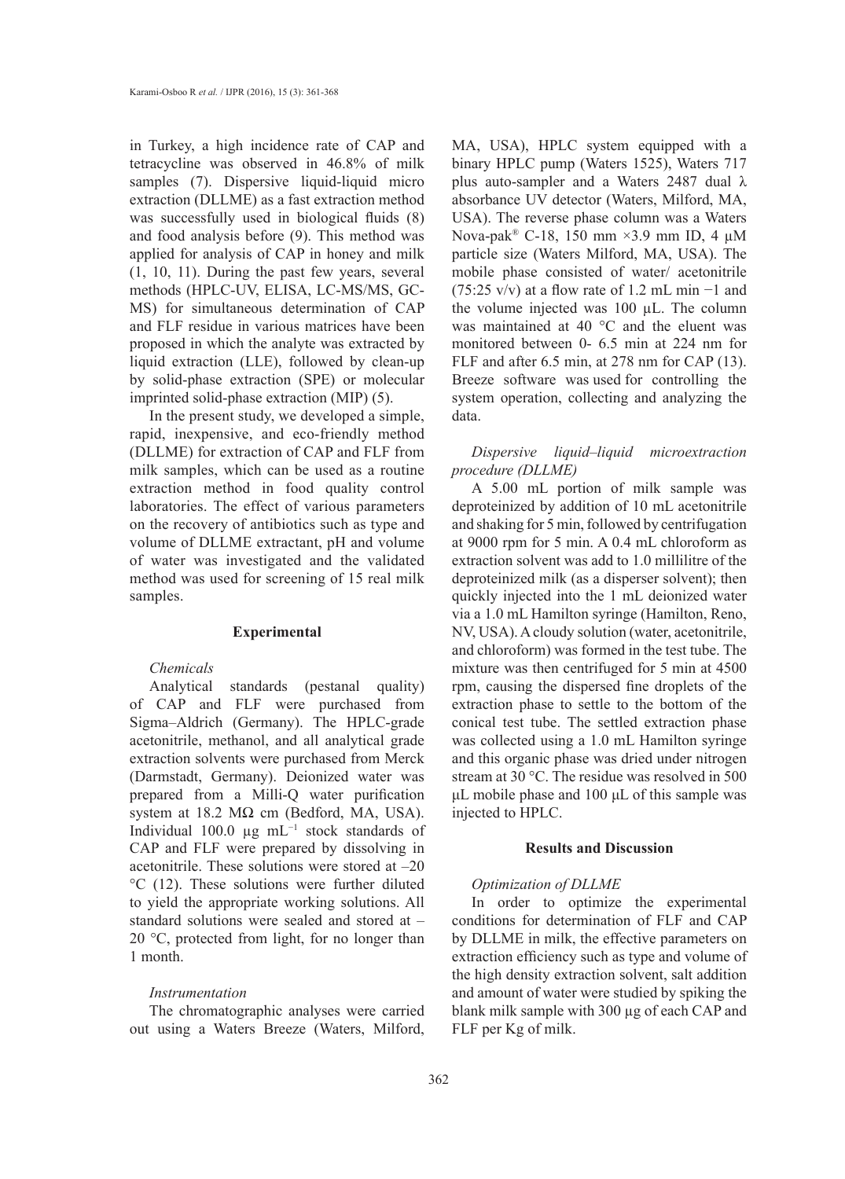in Turkey, a high incidence rate of CAP and tetracycline was observed in 46.8% of milk samples (7). Dispersive liquid-liquid micro extraction (DLLME) as a fast extraction method was successfully used in biological fluids (8) and food analysis before (9). This method was applied for analysis of CAP in honey and milk (1, 10, 11). During the past few years, several methods (HPLC-UV, ELISA, LC-MS/MS, GC-MS) for simultaneous determination of CAP and FLF residue in various matrices have been proposed in which the analyte was extracted by liquid extraction (LLE), followed by clean-up by solid-phase extraction (SPE) or molecular imprinted solid-phase extraction (MIP) (5).

In the present study, we developed a simple, rapid, inexpensive, and eco-friendly method (DLLME) for extraction of CAP and FLF from milk samples, which can be used as a routine extraction method in food quality control laboratories. The effect of various parameters on the recovery of antibiotics such as type and volume of DLLME extractant, pH and volume of water was investigated and the validated method was used for screening of 15 real milk samples.

## Experimental

### *Chemicals*

Analytical standards (pestanal quality) of CAP and FLF were purchased from Sigma–Aldrich (Germany). The HPLC-grade acetonitrile, methanol, and all analytical grade extraction solvents were purchased from Merck (Darmstadt, Germany). Deionized water was prepared from a Milli-Q water purification system at 18.2 MΩ cm (Bedford, MA, USA). Individual 100.0 µg $mL^{-1}$ stock standards of CAP and FLF were prepared by dissolving in acetonitrile. These solutions were stored at –20 °C (12). These solutions were further diluted to yield the appropriate working solutions. All standard solutions were sealed and stored at –20 °C, protected from light, for no longer than 1 month.

### *Instrumentation*

The chromatographic analyses were carried out using a Waters Breeze (Waters, Milford, MA, USA), HPLC system equipped with a binary HPLC pump (Waters 1525), Waters 717 plus auto-sampler and a Waters 2487 dual λ absorbance UV detector (Waters, Milford, MA, USA). The reverse phase column was a Waters Nova-pak® C-18, 150 mm ×3.9 mm ID, 4 µM particle size (Waters Milford, MA, USA). The mobile phase consisted of water/ acetonitrile (75:25 v/v) at a flow rate of 1.2 mL $min^{-1}$ and the volume injected was 100 µL. The column was maintained at 40 °C and the eluent was monitored between 0- 6.5 min at 224 nm for FLF and after 6.5 min, at 278 nm for CAP (13). Breeze software was used for controlling the system operation, collecting and analyzing the data.

### *Dispersive liquid–liquid microextraction procedure (DLLME)*

A 5.00 mL portion of milk sample was deproteinized by addition of 10 mL acetonitrile and shaking for 5 min, followed by centrifugation at 9000 rpm for 5 min. A 0.4 mL chloroform as extraction solvent was add to 1.0 millilitre of the deproteinized milk (as a disperser solvent); then quickly injected into the 1 mL deionized water via a 1.0 mL Hamilton syringe (Hamilton, Reno, NV, USA). A cloudy solution (water, acetonitrile, and chloroform) was formed in the test tube. The mixture was then centrifuged for 5 min at 4500 rpm, causing the dispersed fine droplets of the extraction phase to settle to the bottom of the conical test tube. The settled extraction phase was collected using a 1.0 mL Hamilton syringe and this organic phase was dried under nitrogen stream at 30 °C. The residue was resolved in 500 µL mobile phase and 100 µL of this sample was injected to HPLC.

## Results and Discussion

### *Optimization of DLLME*

In order to optimize the experimental conditions for determination of FLF and CAP by DLLME in milk, the effective parameters on extraction efficiency such as type and volume of the high density extraction solvent, salt addition and amount of water were studied by spiking the blank milk sample with 300 µg of each CAP and FLF per Kg of milk.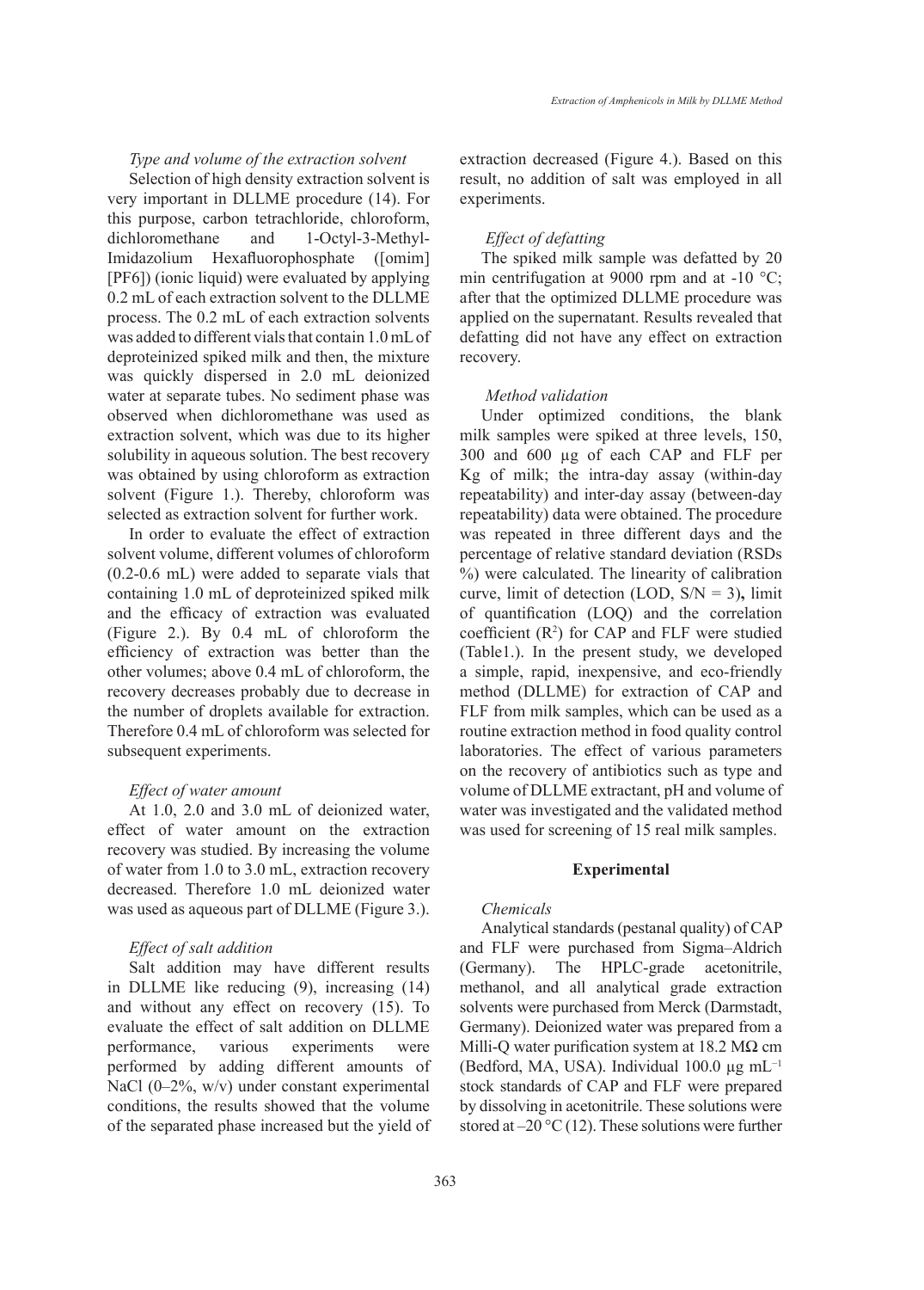*Type and volume of the extraction solvent*

Selection of high density extraction solvent is very important in DLLME procedure (14). For this purpose, carbon tetrachloride, chloroform, dichloromethane and 1-Octyl-3-Methyl-Imidazolium Hexafluorophosphate ([omim] [PF6]) (ionic liquid) were evaluated by applying 0.2 mL of each extraction solvent to the DLLME process. The 0.2 mL of each extraction solvents was added to different vials that contain 1.0 mL of deproteinized spiked milk and then, the mixture was quickly dispersed in 2.0 mL deionized water at separate tubes. No sediment phase was observed when dichloromethane was used as extraction solvent, which was due to its higher solubility in aqueous solution. The best recovery was obtained by using chloroform as extraction solvent (Figure 1.). Thereby, chloroform was selected as extraction solvent for further work.

In order to evaluate the effect of extraction solvent volume, different volumes of chloroform (0.2-0.6 mL) were added to separate vials that containing 1.0 mL of deproteinized spiked milk and the efficacy of extraction was evaluated (Figure 2.). By 0.4 mL of chloroform the efficiency of extraction was better than the other volumes; above 0.4 mL of chloroform, the recovery decreases probably due to decrease in the number of droplets available for extraction. Therefore 0.4 mL of chloroform was selected for subsequent experiments.

*Effect of water amount*

At 1.0, 2.0 and 3.0 mL of deionized water, effect of water amount on the extraction recovery was studied. By increasing the volume of water from 1.0 to 3.0 mL, extraction recovery decreased. Therefore 1.0 mL deionized water was used as aqueous part of DLLME (Figure 3.).

*Effect of salt addition*

Salt addition may have different results in DLLME like reducing (9), increasing (14) and without any effect on recovery (15). To evaluate the effect of salt addition on DLLME performance, various experiments were performed by adding different amounts of NaCl (0–2%, w/v) under constant experimental conditions, the results showed that the volume of the separated phase increased but the yield of extraction decreased (Figure 4.). Based on this result, no addition of salt was employed in all experiments.

*Effect of defatting*

The spiked milk sample was defatted by 20 min centrifugation at 9000 rpm and at -10 °C; after that the optimized DLLME procedure was applied on the supernatant. Results revealed that defatting did not have any effect on extraction recovery.

*Method validation*

Under optimized conditions, the blank milk samples were spiked at three levels, 150, 300 and 600 μg of each CAP and FLF per Kg of milk; the intra-day assay (within-day repeatability) and inter-day assay (between-day repeatability) data were obtained. The procedure was repeated in three different days and the percentage of relative standard deviation (RSDs %) were calculated. The linearity of calibration curve, limit of detection (LOD, S/N = 3), limit of quantification (LOQ) and the correlation coefficient ($R^2$) for CAP and FLF were studied (Table1.). In the present study, we developed a simple, rapid, inexpensive, and eco-friendly method (DLLME) for extraction of CAP and FLF from milk samples, which can be used as a routine extraction method in food quality control laboratories. The effect of various parameters on the recovery of antibiotics such as type and volume of DLLME extractant, pH and volume of water was investigated and the validated method was used for screening of 15 real milk samples.

## Experimental

*Chemicals*

Analytical standards (pestanal quality) of CAP and FLF were purchased from Sigma–Aldrich (Germany). The HPLC-grade acetonitrile, methanol, and all analytical grade extraction solvents were purchased from Merck (Darmstadt, Germany). Deionized water was prepared from a Milli-Q water purification system at 18.2 MΩ cm (Bedford, MA, USA). Individual 100.0 μg $mL^{-1}$ stock standards of CAP and FLF were prepared by dissolving in acetonitrile. These solutions were stored at –20 °C (12). These solutions were further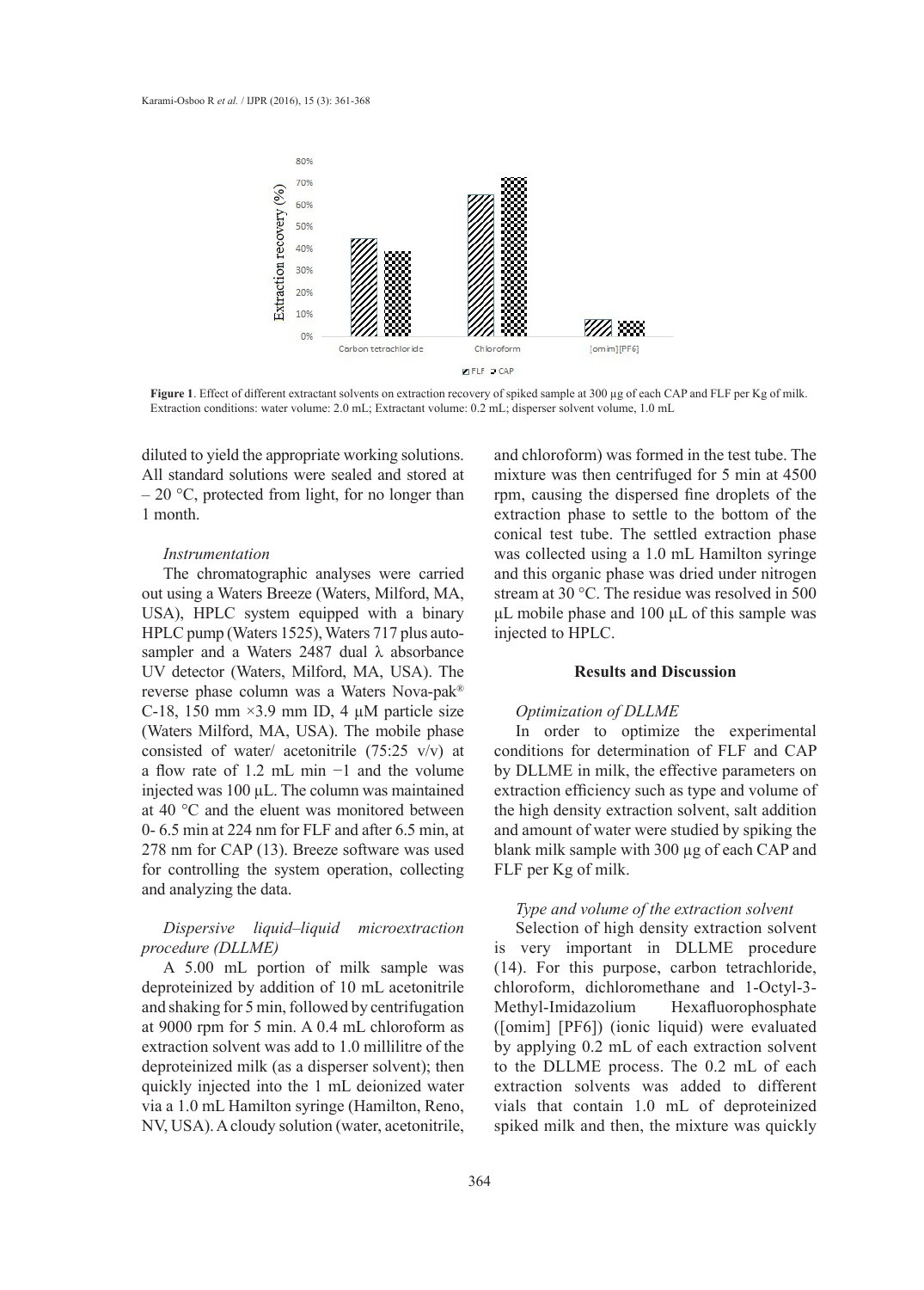80%
70%
60%
50%
40%
30%
20%
10%
0%

Extraction recovery (%)

Carbon tetrachloride
Chloroform
[omim][PF6]

FLF CAP

**Figure 1**. Effect of different extractant solvents on extraction recovery of spiked sample at 300 µg of each CAP and FLF per Kg of milk. Extraction conditions: water volume: 2.0 mL; Extractant volume: 0.2 mL; disperser solvent volume, 1.0 mL

diluted to yield the appropriate working solutions. All standard solutions were sealed and stored at – 20 °C, protected from light, for no longer than 1 month.

*Instrumentation*

The chromatographic analyses were carried out using a Waters Breeze (Waters, Milford, MA, USA), HPLC system equipped with a binary HPLC pump (Waters 1525), Waters 717 plus auto-sampler and a Waters 2487 dual λ absorbance UV detector (Waters, Milford, MA, USA). The reverse phase column was a Waters Nova-pak® C-18, 150 mm ×3.9 mm ID, 4 µM particle size (Waters Milford, MA, USA). The mobile phase consisted of water/ acetonitrile (75:25 v/v) at a flow rate of 1.2 mL min −1 and the volume injected was 100 µL. The column was maintained at 40 °C and the eluent was monitored between 0- 6.5 min at 224 nm for FLF and after 6.5 min, at 278 nm for CAP (13). Breeze software was used for controlling the system operation, collecting and analyzing the data.

*Dispersive liquid–liquid microextraction procedure (DLLME)*

A 5.00 mL portion of milk sample was deproteinized by addition of 10 mL acetonitrile and shaking for 5 min, followed by centrifugation at 9000 rpm for 5 min. A 0.4 mL chloroform as extraction solvent was add to 1.0 millilitre of the deproteinized milk (as a disperser solvent); then quickly injected into the 1 mL deionized water via a 1.0 mL Hamilton syringe (Hamilton, Reno, NV, USA). A cloudy solution (water, acetonitrile, and chloroform) was formed in the test tube. The mixture was then centrifuged for 5 min at 4500 rpm, causing the dispersed fine droplets of the extraction phase to settle to the bottom of the conical test tube. The settled extraction phase was collected using a 1.0 mL Hamilton syringe and this organic phase was dried under nitrogen stream at 30 °C. The residue was resolved in 500 µL mobile phase and 100 µL of this sample was injected to HPLC.

## Results and Discussion

*Optimization of DLLME*

In order to optimize the experimental conditions for determination of FLF and CAP by DLLME in milk, the effective parameters on extraction efficiency such as type and volume of the high density extraction solvent, salt addition and amount of water were studied by spiking the blank milk sample with 300 µg of each CAP and FLF per Kg of milk.

*Type and volume of the extraction solvent*

Selection of high density extraction solvent is very important in DLLME procedure (14). For this purpose, carbon tetrachloride, chloroform, dichloromethane and 1-Octyl-3-Methyl-Imidazolium Hexafluorophosphate ([omim] [PF6]) (ionic liquid) were evaluated by applying 0.2 mL of each extraction solvent to the DLLME process. The 0.2 mL of each extraction solvents was added to different vials that contain 1.0 mL of deproteinized spiked milk and then, the mixture was quickly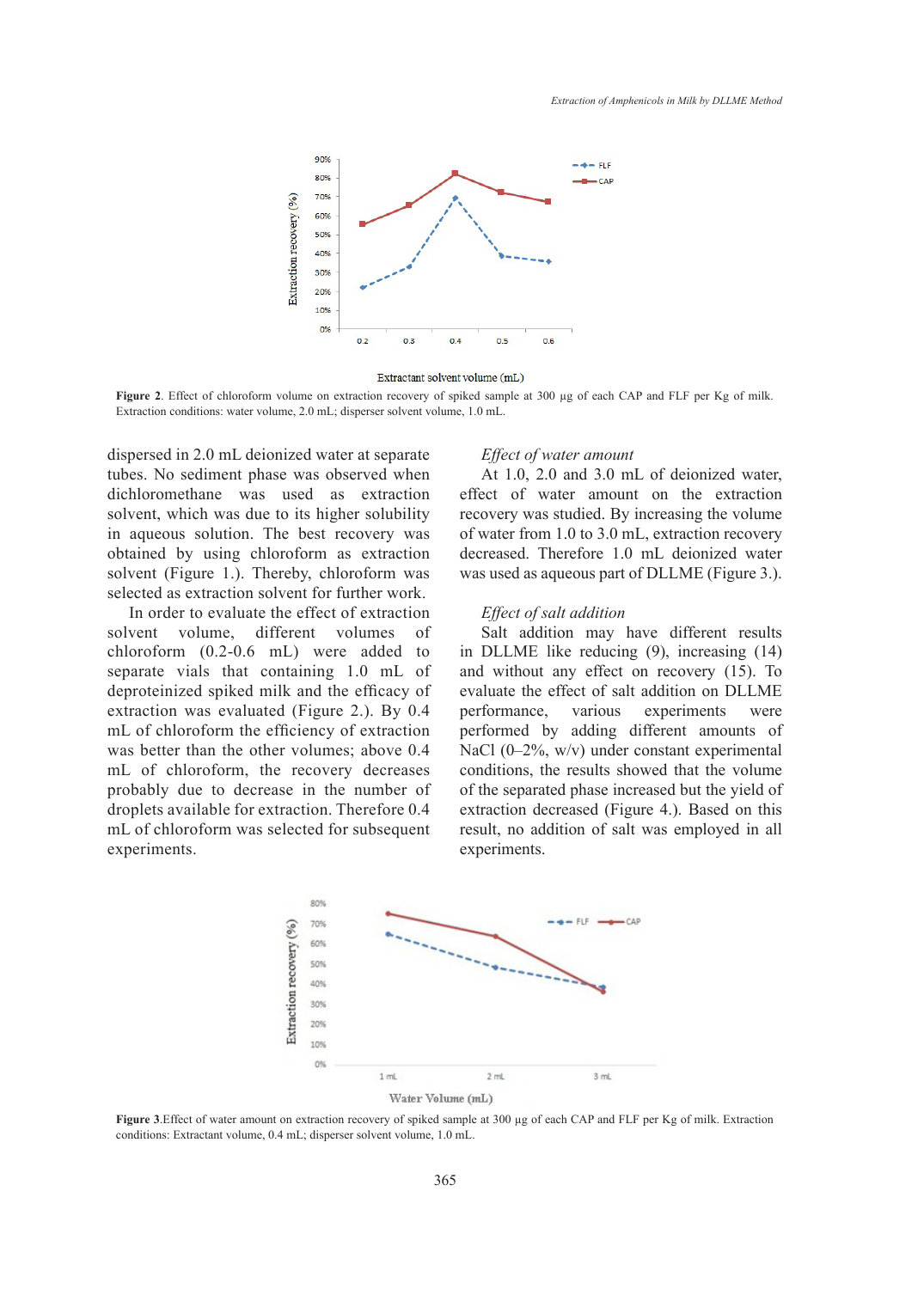90%
80%
70%
60%
50%
40%
30%
20%
10%
0%

Extraction recovery (%)

0.2 0.3 0.4 0.5 0.6

Extractant solvent volume (mL)

FLF
CAP

**Figure 2**. Effect of chloroform volume on extraction recovery of spiked sample at 300 µg of each CAP and FLF per Kg of milk. Extraction conditions: water volume, 2.0 mL; disperser solvent volume, 1.0 mL.

dispersed in 2.0 mL deionized water at separate tubes. No sediment phase was observed when dichloromethane was used as extraction solvent, which was due to its higher solubility in aqueous solution. The best recovery was obtained by using chloroform as extraction solvent (Figure 1.). Thereby, chloroform was selected as extraction solvent for further work.

In order to evaluate the effect of extraction solvent volume, different volumes of chloroform (0.2-0.6 mL) were added to separate vials that containing 1.0 mL of deproteinized spiked milk and the efficacy of extraction was evaluated (Figure 2.). By 0.4 mL of chloroform the efficiency of extraction was better than the other volumes; above 0.4 mL of chloroform, the recovery decreases probably due to decrease in the number of droplets available for extraction. Therefore 0.4 mL of chloroform was selected for subsequent experiments.

*Effect of water amount*

At 1.0, 2.0 and 3.0 mL of deionized water, effect of water amount on the extraction recovery was studied. By increasing the volume of water from 1.0 to 3.0 mL, extraction recovery decreased. Therefore 1.0 mL deionized water was used as aqueous part of DLLME (Figure 3.).

*Effect of salt addition*

Salt addition may have different results in DLLME like reducing (9), increasing (14) and without any effect on recovery (15). To evaluate the effect of salt addition on DLLME performance, various experiments were performed by adding different amounts of NaCl (0–2%, w/v) under constant experimental conditions, the results showed that the volume of the separated phase increased but the yield of extraction decreased (Figure 4.). Based on this result, no addition of salt was employed in all experiments.

80%
70%
60%
50%
40%
30%
20%
10%
0%

Extraction recovery (%)

FLF CAP

1 mL 2 mL 3 mL

Water Volume (mL)

**Figure 3**.Effect of water amount on extraction recovery of spiked sample at 300 µg of each CAP and FLF per Kg of milk. Extraction conditions: Extractant volume, 0.4 mL; disperser solvent volume, 1.0 mL.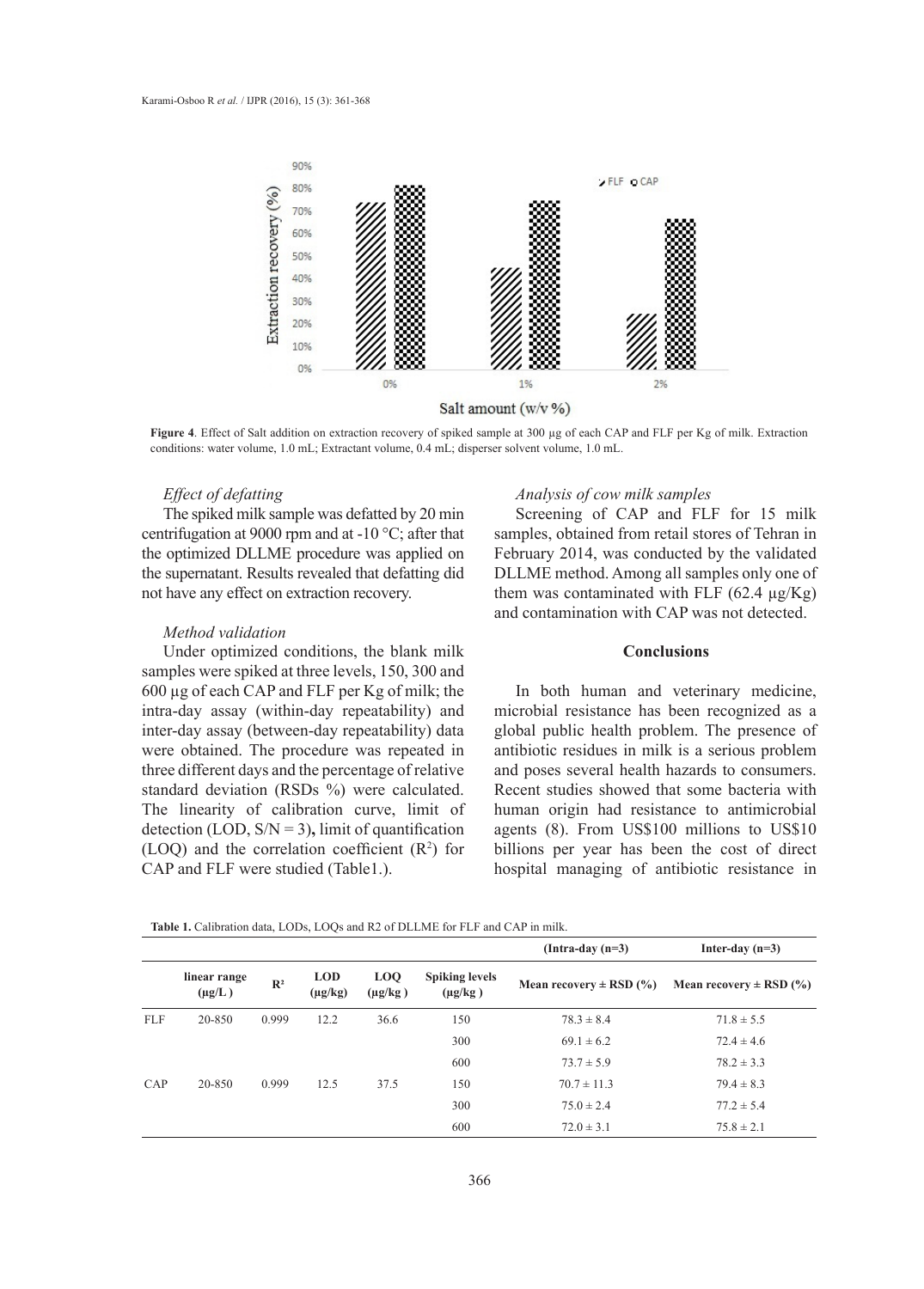90%
80%
70%
60%
50%
40%
30%
20%
10%
0%

Extraction recovery (%)

FLF CAP

0%
1%
2%

Salt amount (w/v %)

**Figure 4**. Effect of Salt addition on extraction recovery of spiked sample at 300 µg of each CAP and FLF per Kg of milk. Extraction conditions: water volume, 1.0 mL; Extractant volume, 0.4 mL; disperser solvent volume, 1.0 mL.

*Effect of defatting*

The spiked milk sample was defatted by 20 min centrifugation at 9000 rpm and at -10 °C; after that the optimized DLLME procedure was applied on the supernatant. Results revealed that defatting did not have any effect on extraction recovery.

*Method validation*

Under optimized conditions, the blank milk samples were spiked at three levels, 150, 300 and 600 µg of each CAP and FLF per Kg of milk; the intra-day assay (within-day repeatability) and inter-day assay (between-day repeatability) data were obtained. The procedure was repeated in three different days and the percentage of relative standard deviation (RSDs %) were calculated. The linearity of calibration curve, limit of detection (LOD, S/N = 3)**,** limit of quantification (LOQ) and the correlation coefficient ($R^2$) for CAP and FLF were studied (Table1.).

*Analysis of cow milk samples*

Screening of CAP and FLF for 15 milk samples, obtained from retail stores of Tehran in February 2014, was conducted by the validated DLLME method. Among all samples only one of them was contaminated with FLF (62.4 µg/Kg) and contamination with CAP was not detected.

## Conclusions

In both human and veterinary medicine, microbial resistance has been recognized as a global public health problem. The presence of antibiotic residues in milk is a serious problem and poses several health hazards to consumers. Recent studies showed that some bacteria with human origin had resistance to antimicrobial agents (8). From US$100 millions to US$10 billions per year has been the cost of direct hospital managing of antibiotic resistance in

**Table 1.** Calibration data, LODs, LOQs and R2 of DLLME for FLF and CAP in milk.

| | | | | | | (Intra-day (n=3) | Inter-day (n=3) |
|---|---|---|---|---|---|---|---|
| | linear range (µg/L ) | $R^2$ | LOD (µg/kg) | LOQ (µg/kg ) | Spiking levels (µg/kg ) | Mean recovery ± RSD (%) | Mean recovery ± RSD (%) |
| FLF | 20-850 | 0.999 | 12.2 | 36.6 | 150 | 78.3 ± 8.4 | 71.8 ± 5.5 |
| | | | | | 300 | 69.1 ± 6.2 | 72.4 ± 4.6 |
| | | | | | 600 | 73.7 ± 5.9 | 78.2 ± 3.3 |
| CAP | 20-850 | 0.999 | 12.5 | 37.5 | 150 | 70.7 ± 11.3 | 79.4 ± 8.3 |
| | | | | | 300 | 75.0 ± 2.4 | 77.2 ± 5.4 |
| | | | | | 600 | 72.0 ± 3.1 | 75.8 ± 2.1 |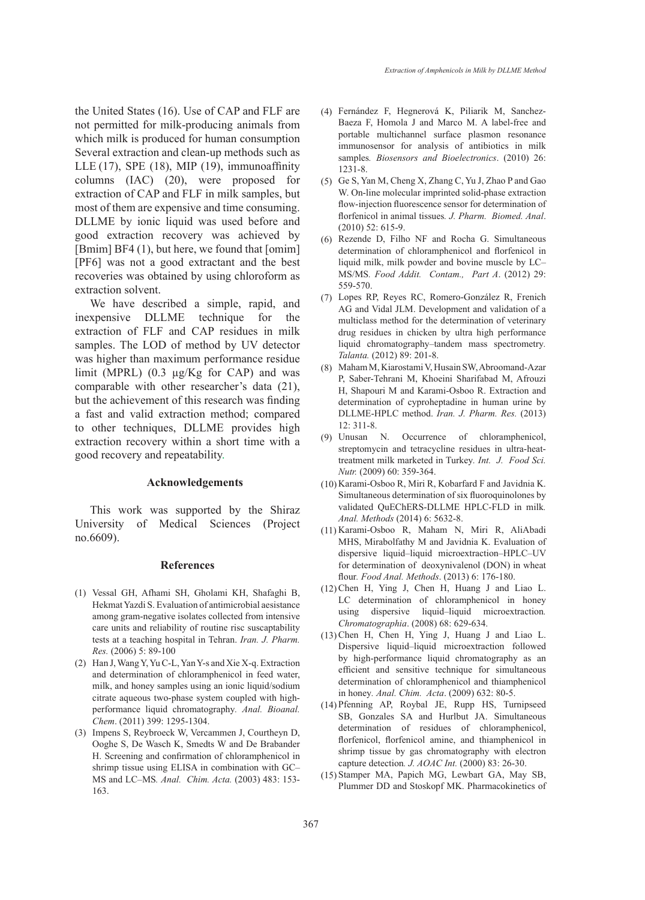the United States (16). Use of CAP and FLF are not permitted for milk-producing animals from which milk is produced for human consumption Several extraction and clean-up methods such as LLE (17), SPE (18), MIP (19), immunoaffinity columns (IAC) (20), were proposed for extraction of CAP and FLF in milk samples, but most of them are expensive and time consuming. DLLME by ionic liquid was used before and good extraction recovery was achieved by [Bmim] BF4 (1), but here, we found that [omim] [PF6] was not a good extractant and the best recoveries was obtained by using chloroform as extraction solvent.

We have described a simple, rapid, and inexpensive DLLME technique for the extraction of FLF and CAP residues in milk samples. The LOD of method by UV detector was higher than maximum performance residue limit (MPRL) (0.3 µg/Kg for CAP) and was comparable with other researcher's data (21), but the achievement of this research was finding a fast and valid extraction method; compared to other techniques, DLLME provides high extraction recovery within a short time with a good recovery and repeatability.

## Acknowledgements

This work was supported by the Shiraz University of Medical Sciences (Project no.6609).

## References

(1) Vessal GH, Afhami SH, Gholami KH, Shafaghi B, Hekmat Yazdi S. Evaluation of antimicrobial aesistance among gram-negative isolates collected from intensive care units and reliability of routine risc suscaptability tests at a teaching hospital in Tehran. *Iran. J. Pharm. Res.* (2006) 5: 89-100

(2) Han J, Wang Y, Yu C-L, Yan Y-s and Xie X-q. Extraction and determination of chloramphenicol in feed water, milk, and honey samples using an ionic liquid/sodium citrate aqueous two-phase system coupled with high-performance liquid chromatography. *Anal. Bioanal. Chem*. (2011) 399: 1295-1304.

(3) Impens S, Reybroeck W, Vercammen J, Courtheyn D, Ooghe S, De Wasch K, Smedts W and De Brabander H. Screening and confirmation of chloramphenicol in shrimp tissue using ELISA in combination with GC–MS and LC–MS. *Anal. Chim. Acta.* (2003) 483: 153-163.

(4) Fernández F, Hegnerová K, Piliarik M, Sanchez-Baeza F, Homola J and Marco M. A label-free and portable multichannel surface plasmon resonance immunosensor for analysis of antibiotics in milk samples. *Biosensors and Bioelectronics*. (2010) 26: 1231-8.

(5) Ge S, Yan M, Cheng X, Zhang C, Yu J, Zhao P and Gao W. On-line molecular imprinted solid-phase extraction flow-injection fluorescence sensor for determination of florfenicol in animal tissues. *J. Pharm. Biomed. Anal*. (2010) 52: 615-9.

(6) Rezende D, Filho NF and Rocha G. Simultaneous determination of chloramphenicol and florfenicol in liquid milk, milk powder and bovine muscle by LC–MS/MS. *Food Addit. Contam., Part A*. (2012) 29: 559-570.

(7) Lopes RP, Reyes RC, Romero-González R, Frenich AG and Vidal JLM. Development and validation of a multiclass method for the determination of veterinary drug residues in chicken by ultra high performance liquid chromatography–tandem mass spectrometry. *Talanta.* (2012) 89: 201-8.

(8) Maham M, Kiarostami V, Husain SW, Abroomand-Azar P, Saber-Tehrani M, Khoeini Sharifabad M, Afrouzi H, Shapouri M and Karami-Osboo R. Extraction and determination of cyproheptadine in human urine by DLLME-HPLC method. *Iran. J. Pharm. Res.* (2013) 12: 311-8.

(9) Unusan N. Occurrence of chloramphenicol, streptomycin and tetracycline residues in ultra-heat-treatment milk marketed in Turkey. *Int. J. Food Sci. Nutr.* (2009) 60: 359-364.

(10) Karami-Osboo R, Miri R, Kobarfard F and Javidnia K. Simultaneous determination of six fluoroquinolones by validated QuEChERS-DLLME HPLC-FLD in milk. *Anal. Methods* (2014) 6: 5632-8.

(11) Karami-Osboo R, Maham N, Miri R, AliAbadi MHS, Mirabolfathy M and Javidnia K. Evaluation of dispersive liquid–liquid microextraction–HPLC–UV for determination of deoxynivalenol (DON) in wheat flour. *Food Anal. Methods*. (2013) 6: 176-180.

(12) Chen H, Ying J, Chen H, Huang J and Liao L. LC determination of chloramphenicol in honey using dispersive liquid–liquid microextraction. *Chromatographia*. (2008) 68: 629-634.

(13) Chen H, Chen H, Ying J, Huang J and Liao L. Dispersive liquid–liquid microextraction followed by high-performance liquid chromatography as an efficient and sensitive technique for simultaneous determination of chloramphenicol and thiamphenicol in honey. *Anal. Chim. Acta*. (2009) 632: 80-5.

(14) Pfenning AP, Roybal JE, Rupp HS, Turnipseed SB, Gonzales SA and Hurlbut JA. Simultaneous determination of residues of chloramphenicol, florfenicol, florfenicol amine, and thiamphenicol in shrimp tissue by gas chromatography with electron capture detection. *J. AOAC Int.* (2000) 83: 26-30.

(15) Stamper MA, Papich MG, Lewbart GA, May SB, Plummer DD and Stoskopf MK. Pharmacokinetics of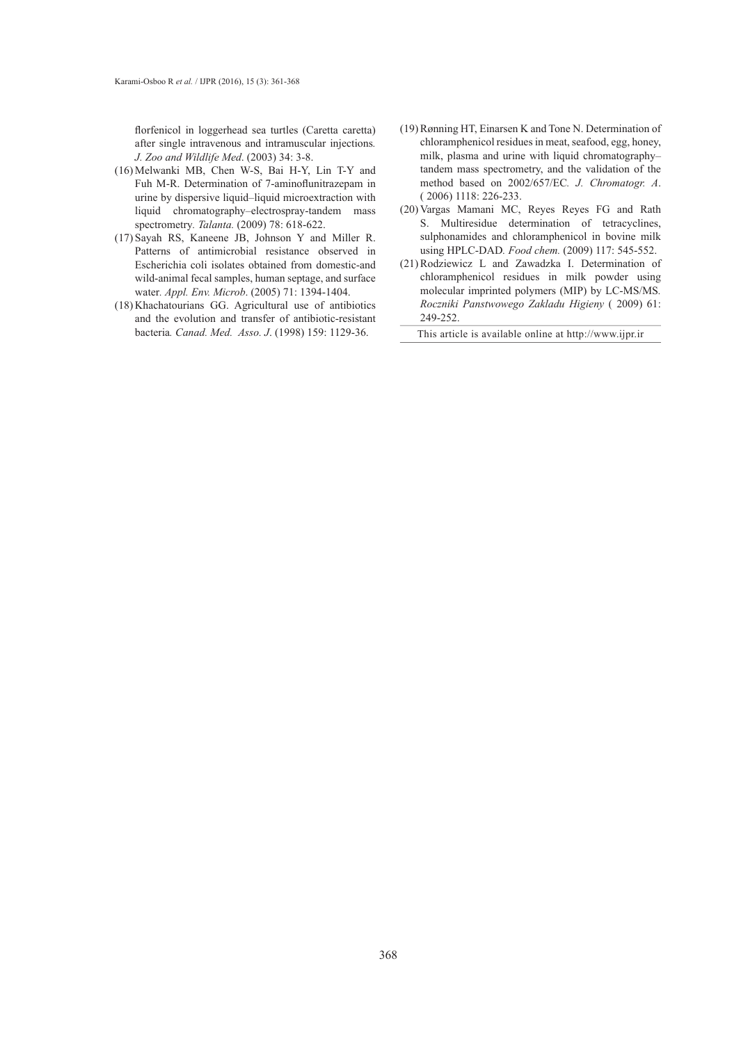florfenicol in loggerhead sea turtles (Caretta caretta) after single intravenous and intramuscular injections. *J. Zoo and Wildlife Med*. (2003) 34: 3-8.

(16) Melwanki MB, Chen W-S, Bai H-Y, Lin T-Y and Fuh M-R. Determination of 7-aminoflunitrazepam in urine by dispersive liquid–liquid microextraction with liquid chromatography–electrospray-tandem mass spectrometry. *Talanta.* (2009) 78: 618-622.

(17) Sayah RS, Kaneene JB, Johnson Y and Miller R. Patterns of antimicrobial resistance observed in Escherichia coli isolates obtained from domestic-and wild-animal fecal samples, human septage, and surface water. *Appl. Env. Microb*. (2005) 71: 1394-1404.

(18) Khachatourians GG. Agricultural use of antibiotics and the evolution and transfer of antibiotic-resistant bacteria. *Canad. Med. Asso. J*. (1998) 159: 1129-36.

(19) Rønning HT, Einarsen K and Tone N. Determination of chloramphenicol residues in meat, seafood, egg, honey, milk, plasma and urine with liquid chromatography–tandem mass spectrometry, and the validation of the method based on 2002/657/EC. *J. Chromatogr. A*. ( 2006) 1118: 226-233.

(20) Vargas Mamani MC, Reyes Reyes FG and Rath S. Multiresidue determination of tetracyclines, sulphonamides and chloramphenicol in bovine milk using HPLC-DAD. *Food chem.* (2009) 117: 545-552.

(21) Rodziewicz L and Zawadzka I. Determination of chloramphenicol residues in milk powder using molecular imprinted polymers (MIP) by LC-MS/MS. *Roczniki Panstwowego Zakladu Higieny* ( 2009) 61: 249-252.

This article is available online at http://www.ijpr.ir